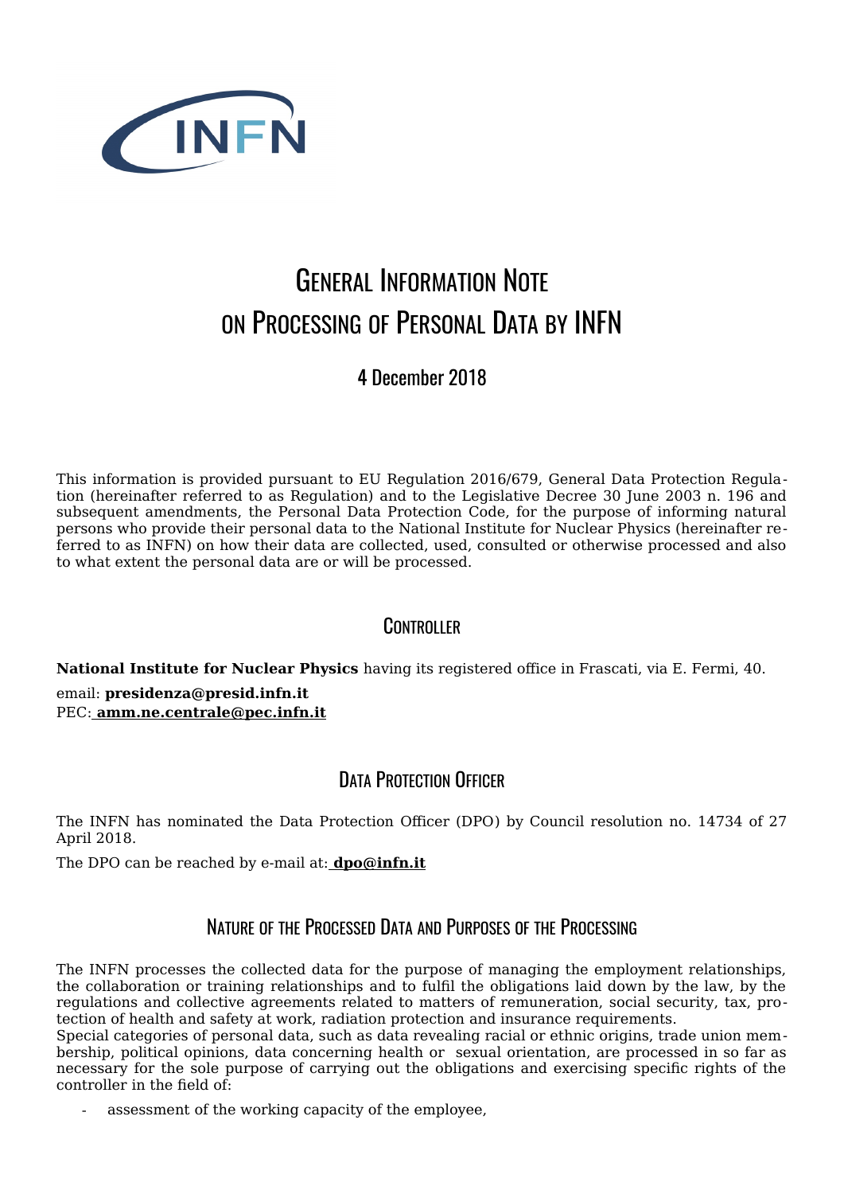# General Information Note on Processing of Personal Data by INFN

4 December 2018

This information is provided pursuant to EU Regulation 2016/679, General Data Protection Regulation (hereinafter referred to as Regulation) and to the Legislative Decree 30 June 2003 n. 196 and subsequent amendments, the Personal Data Protection Code, for the purpose of informing natural persons who provide their personal data to the National Institute for Nuclear Physics (hereinafter referred to as INFN) on how their data are collected, used, consulted or otherwise processed and also to what extent the personal data are or will be processed.

## Controller

**National Institute for Nuclear Physics** having its registered office in Frascati, via E. Fermi, 40.

email: **presidenza@presid.infn.it**
PEC: **amm.ne.centrale@pec.infn.it**

## Data Protection Officer

The INFN has nominated the Data Protection Officer (DPO) by Council resolution no. 14734 of 27 April 2018.

The DPO can be reached by e-mail at: **dpo@infn.it**

## Nature of the Processed Data and Purposes of the Processing

The INFN processes the collected data for the purpose of managing the employment relationships, the collaboration or training relationships and to fulfil the obligations laid down by the law, by the regulations and collective agreements related to matters of remuneration, social security, tax, protection of health and safety at work, radiation protection and insurance requirements.
Special categories of personal data, such as data revealing racial or ethnic origins, trade union membership, political opinions, data concerning health or sexual orientation, are processed in so far as necessary for the sole purpose of carrying out the obligations and exercising specific rights of the controller in the field of:

- assessment of the working capacity of the employee,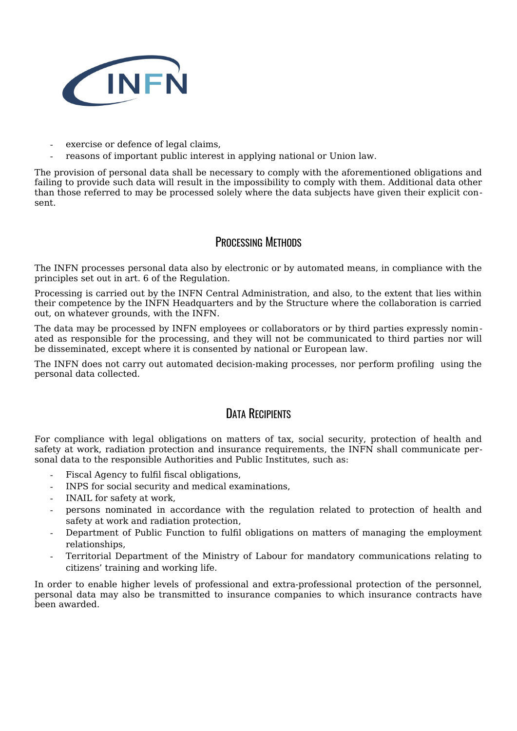- exercise or defence of legal claims,
- reasons of important public interest in applying national or Union law.

The provision of personal data shall be necessary to comply with the aforementioned obligations and failing to provide such data will result in the impossibility to comply with them. Additional data other than those referred to may be processed solely where the data subjects have given their explicit consent.

## Processing Methods

The INFN processes personal data also by electronic or by automated means, in compliance with the principles set out in art. 6 of the Regulation.

Processing is carried out by the INFN Central Administration, and also, to the extent that lies within their competence by the INFN Headquarters and by the Structure where the collaboration is carried out, on whatever grounds, with the INFN.

The data may be processed by INFN employees or collaborators or by third parties expressly nominated as responsible for the processing, and they will not be communicated to third parties nor will be disseminated, except where it is consented by national or European law.

The INFN does not carry out automated decision-making processes, nor perform profiling using the personal data collected.

## Data Recipients

For compliance with legal obligations on matters of tax, social security, protection of health and safety at work, radiation protection and insurance requirements, the INFN shall communicate personal data to the responsible Authorities and Public Institutes, such as:

- Fiscal Agency to fulfil fiscal obligations,
- INPS for social security and medical examinations,
- INAIL for safety at work,
- persons nominated in accordance with the regulation related to protection of health and safety at work and radiation protection,
- Department of Public Function to fulfil obligations on matters of managing the employment relationships,
- Territorial Department of the Ministry of Labour for mandatory communications relating to citizens' training and working life.

In order to enable higher levels of professional and extra-professional protection of the personnel, personal data may also be transmitted to insurance companies to which insurance contracts have been awarded.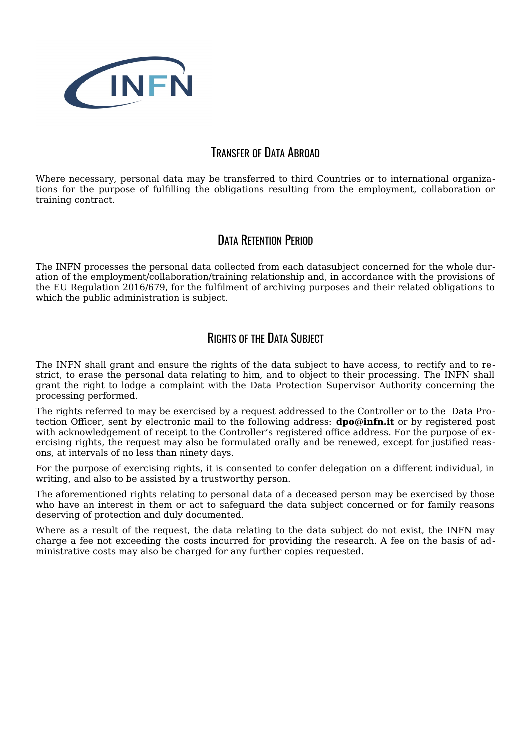## Transfer of Data Abroad

Where necessary, personal data may be transferred to third Countries or to international organizations for the purpose of fulfilling the obligations resulting from the employment, collaboration or training contract.

## Data Retention Period

The INFN processes the personal data collected from each datasubject concerned for the whole duration of the employment/collaboration/training relationship and, in accordance with the provisions of the EU Regulation 2016/679, for the fulfilment of archiving purposes and their related obligations to which the public administration is subject.

## Rights of the Data Subject

The INFN shall grant and ensure the rights of the data subject to have access, to rectify and to restrict, to erase the personal data relating to him, and to object to their processing. The INFN shall grant the right to lodge a complaint with the Data Protection Supervisor Authority concerning the processing performed.

The rights referred to may be exercised by a request addressed to the Controller or to the Data Protection Officer, sent by electronic mail to the following address: **dpo@infn.it** or by registered post with acknowledgement of receipt to the Controller's registered office address. For the purpose of exercising rights, the request may also be formulated orally and be renewed, except for justified reasons, at intervals of no less than ninety days.

For the purpose of exercising rights, it is consented to confer delegation on a different individual, in writing, and also to be assisted by a trustworthy person.

The aforementioned rights relating to personal data of a deceased person may be exercised by those who have an interest in them or act to safeguard the data subject concerned or for family reasons deserving of protection and duly documented.

Where as a result of the request, the data relating to the data subject do not exist, the INFN may charge a fee not exceeding the costs incurred for providing the research. A fee on the basis of administrative costs may also be charged for any further copies requested.